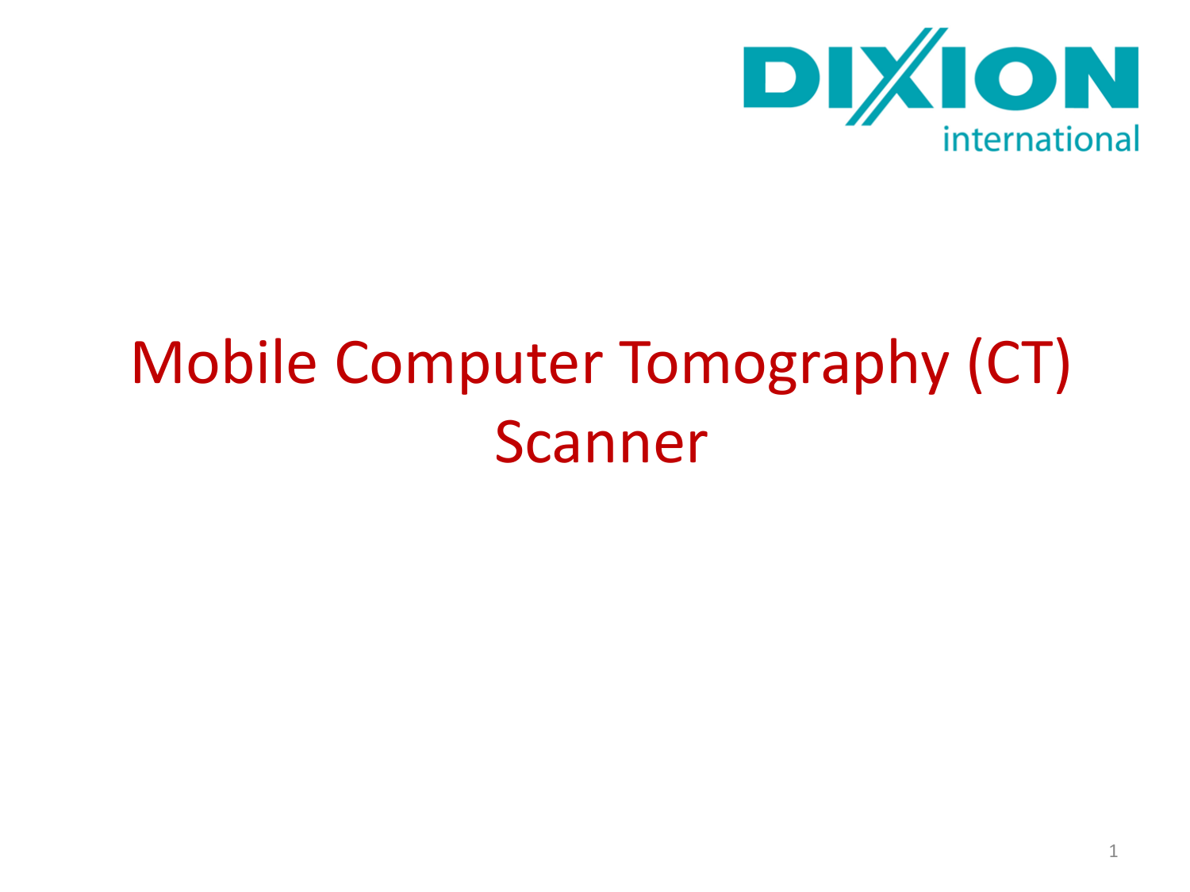DIXION international

# Mobile Computer Tomography (CT) Scanner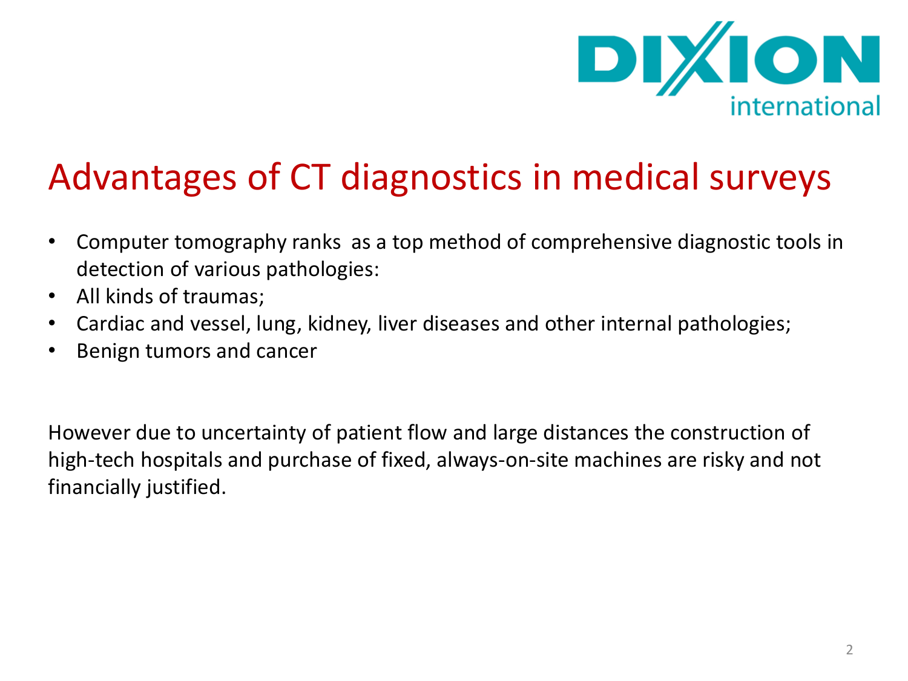DIXION international

# Advantages of CT diagnostics in medical surveys

- Computer tomography ranks as a top method of comprehensive diagnostic tools in detection of various pathologies:
- All kinds of traumas;
- Cardiac and vessel, lung, kidney, liver diseases and other internal pathologies;
- Benign tumors and cancer

However due to uncertainty of patient flow and large distances the construction of high-tech hospitals and purchase of fixed, always-on-site machines are risky and not financially justified.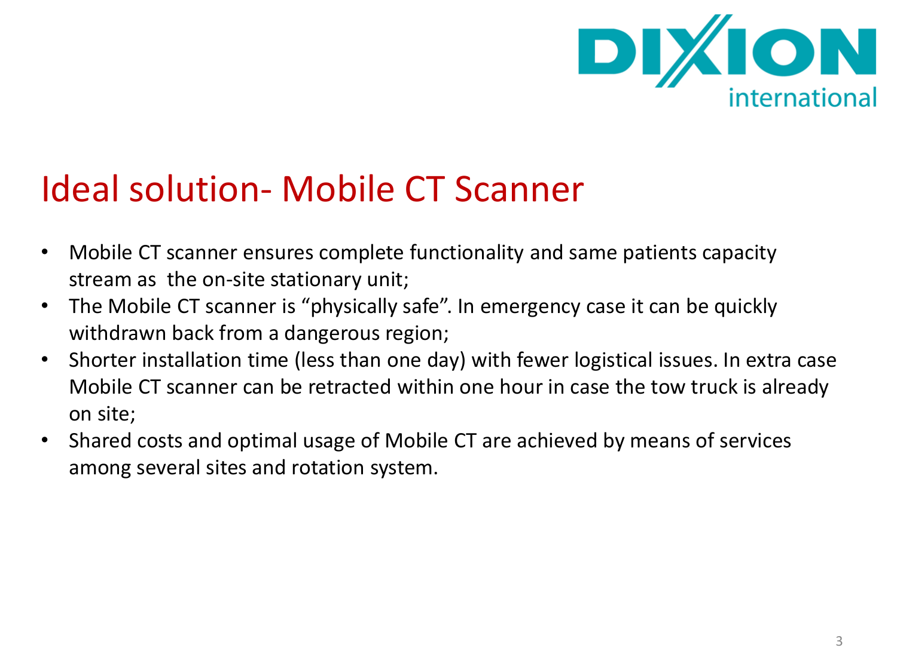# Ideal solution- Mobile CT Scanner

- Mobile CT scanner ensures complete functionality and same patients capacity stream as the on-site stationary unit;
- The Mobile CT scanner is "physically safe". In emergency case it can be quickly withdrawn back from a dangerous region;
- Shorter installation time (less than one day) with fewer logistical issues. In extra case Mobile CT scanner can be retracted within one hour in case the tow truck is already on site;
- Shared costs and optimal usage of Mobile CT are achieved by means of services among several sites and rotation system.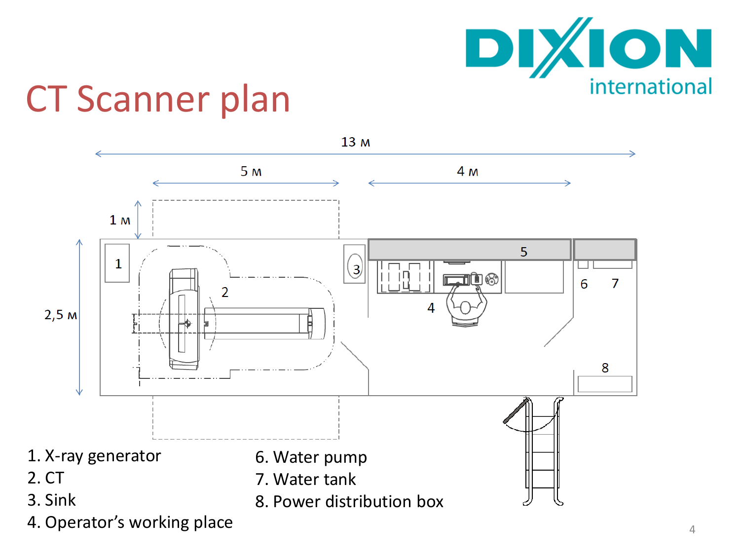# CT Scanner plan

13 м

5 м

4 м

1 м

2,5 м

1. X-ray generator
2. CT
3. Sink
4. Operator's working place
6. Water pump
7. Water tank
8. Power distribution box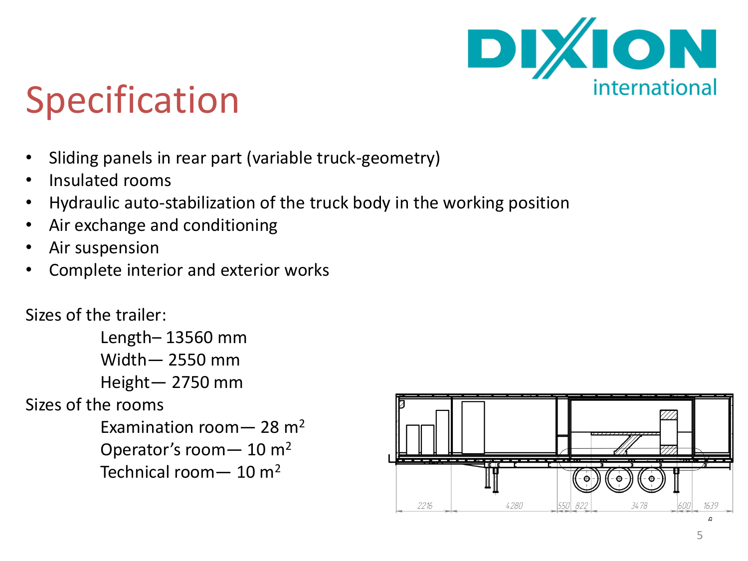# Specification

- Sliding panels in rear part (variable truck-geometry)
- Insulated rooms
- Hydraulic auto-stabilization of the truck body in the working position
- Air exchange and conditioning
- Air suspension
- Complete interior and exterior works

Sizes of the trailer:

Length– 13560 mm
Width— 2550 mm
Height— 2750 mm

Sizes of the rooms

Examination room— 28 $m^2$
Operator's room— 10 $m^2$
Technical room— 10 $m^2$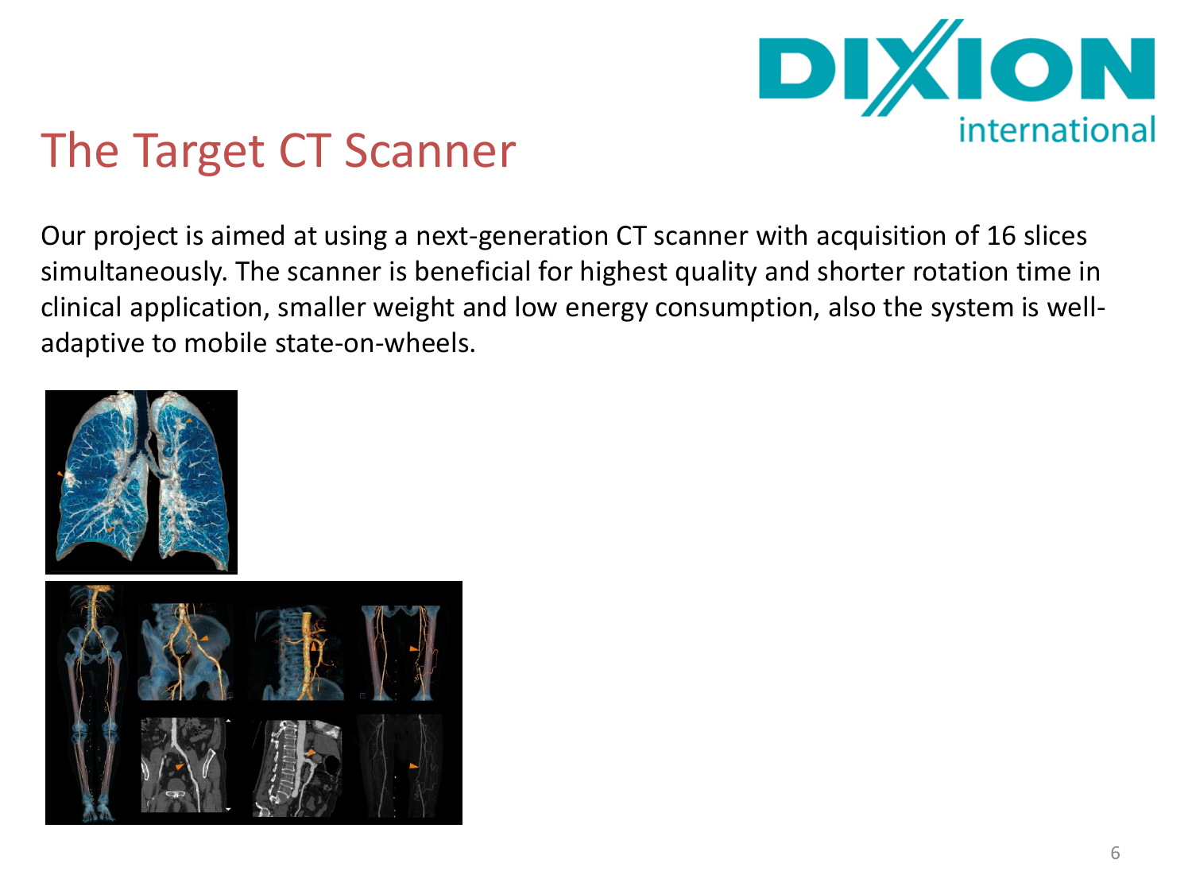# The Target CT Scanner

Our project is aimed at using a next-generation CT scanner with acquisition of 16 slices simultaneously. The scanner is beneficial for highest quality and shorter rotation time in clinical application, smaller weight and low energy consumption, also the system is well-adaptive to mobile state-on-wheels.